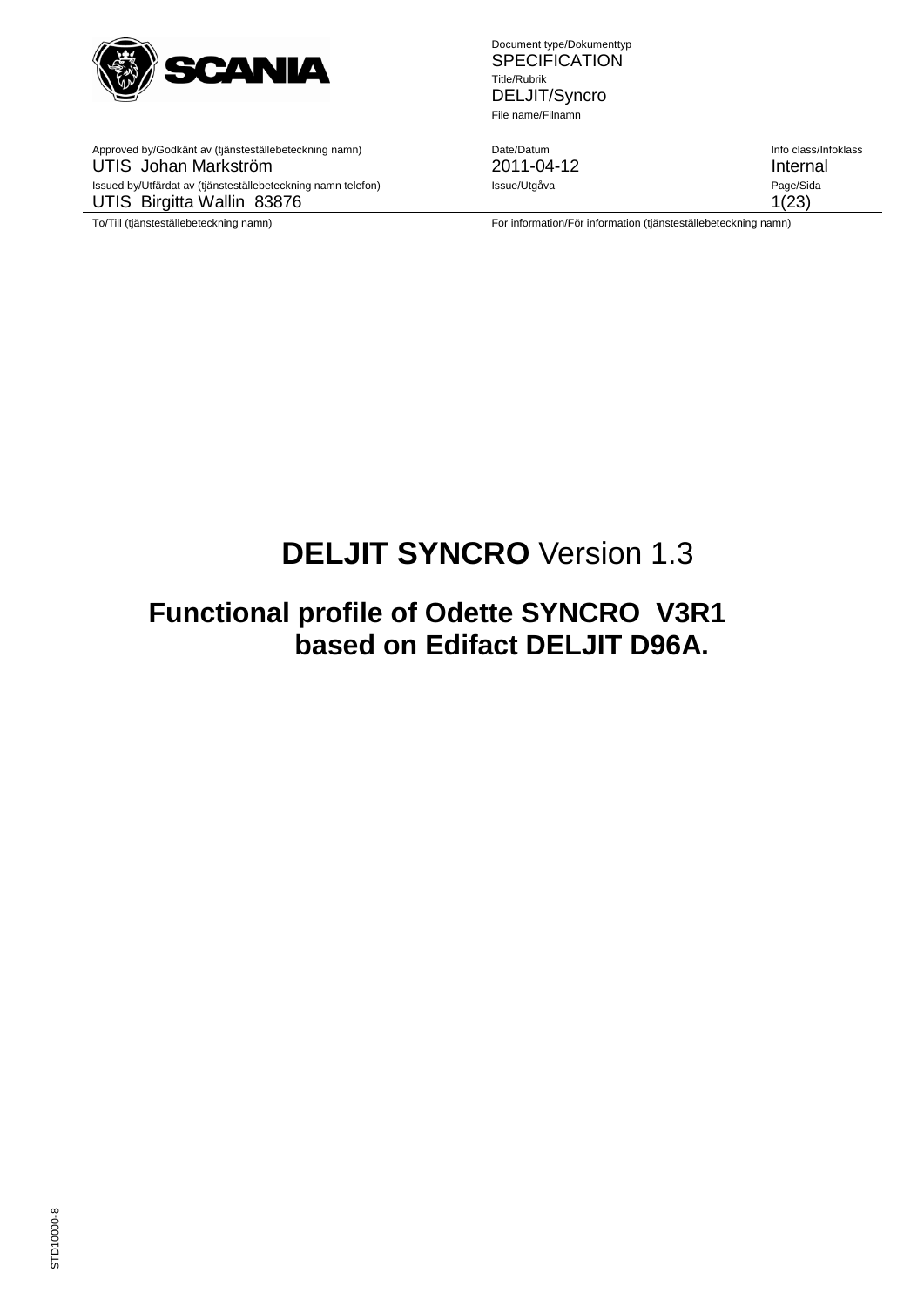| Document type/Dokumenttyp | | |
| --- | --- | --- |
| | SPECIFICATION | |
| | Title/Rubrik | |
| | DELJIT/Syncro | |
| | File name/Filnamn | |
| Approved by/Godkänt av (tjänsteställebeteckning namn) | Date/Datum | Info class/Infoklass |
| UTIS Johan Markström | 2011-04-12 | Internal |
| Issued by/Utfärdat av (tjänsteställebeteckning namn telefon) | Issue/Utgåva | Page/Sida |
| UTIS Birgitta Wallin 83876 | | 1(23) |
| To/Till (tjänsteställebeteckning namn) | For information/För information (tjänsteställebeteckning namn) | |

# **DELJIT SYNCRO** Version 1.3

## Functional profile of Odette SYNCRO V3R1 based on Edifact DELJIT D96A.

STD10000-8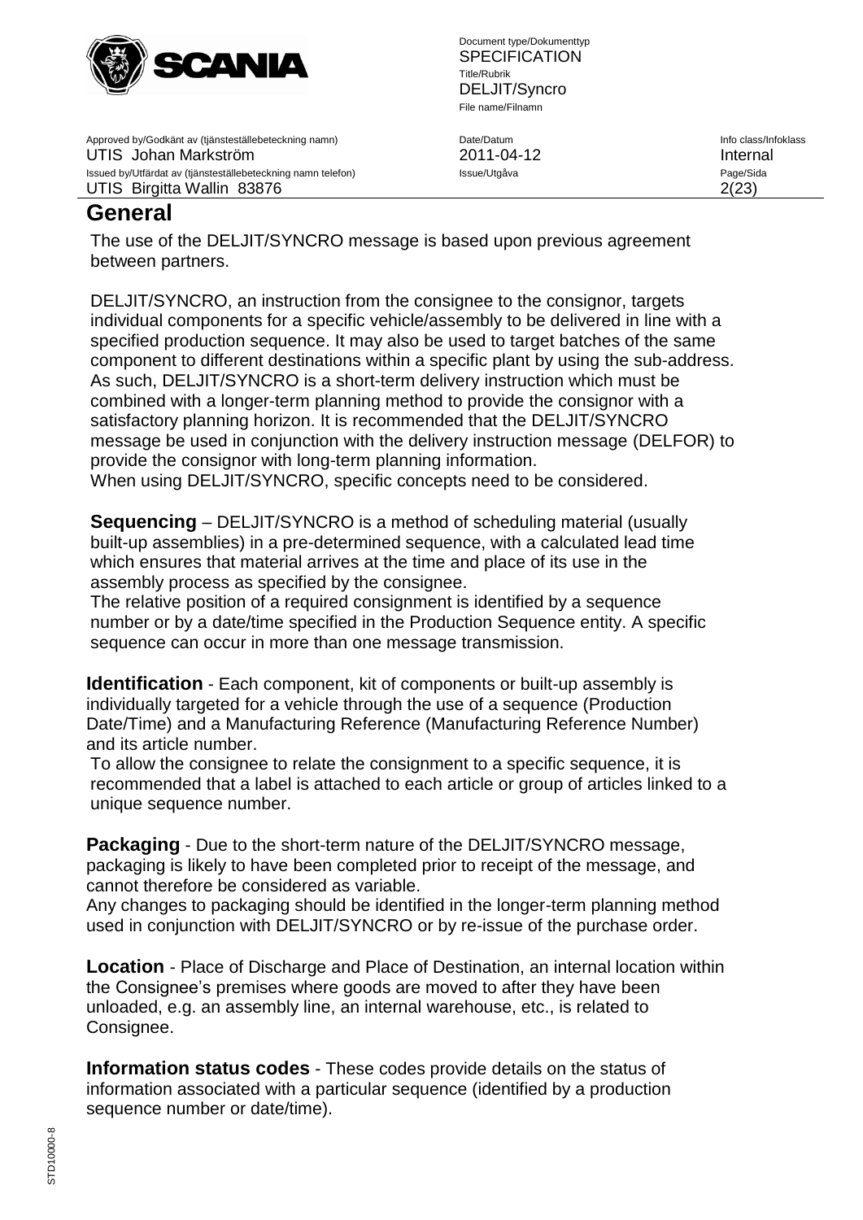# General

The use of the DELJIT/SYNCRO message is based upon previous agreement between partners.

DELJIT/SYNCRO, an instruction from the consignee to the consignor, targets individual components for a specific vehicle/assembly to be delivered in line with a specified production sequence. It may also be used to target batches of the same component to different destinations within a specific plant by using the sub-address. As such, DELJIT/SYNCRO is a short-term delivery instruction which must be combined with a longer-term planning method to provide the consignor with a satisfactory planning horizon. It is recommended that the DELJIT/SYNCRO message be used in conjunction with the delivery instruction message (DELFOR) to provide the consignor with long-term planning information.
When using DELJIT/SYNCRO, specific concepts need to be considered.

**Sequencing** – DELJIT/SYNCRO is a method of scheduling material (usually built-up assemblies) in a pre-determined sequence, with a calculated lead time which ensures that material arrives at the time and place of its use in the assembly process as specified by the consignee.
The relative position of a required consignment is identified by a sequence number or by a date/time specified in the Production Sequence entity. A specific sequence can occur in more than one message transmission.

**Identification** - Each component, kit of components or built-up assembly is individually targeted for a vehicle through the use of a sequence (Production Date/Time) and a Manufacturing Reference (Manufacturing Reference Number) and its article number.
To allow the consignee to relate the consignment to a specific sequence, it is recommended that a label is attached to each article or group of articles linked to a unique sequence number.

**Packaging** - Due to the short-term nature of the DELJIT/SYNCRO message, packaging is likely to have been completed prior to receipt of the message, and cannot therefore be considered as variable.
Any changes to packaging should be identified in the longer-term planning method used in conjunction with DELJIT/SYNCRO or by re-issue of the purchase order.

**Location** - Place of Discharge and Place of Destination, an internal location within the Consignee's premises where goods are moved to after they have been unloaded, e.g. an assembly line, an internal warehouse, etc., is related to Consignee.

**Information status codes** - These codes provide details on the status of information associated with a particular sequence (identified by a production sequence number or date/time).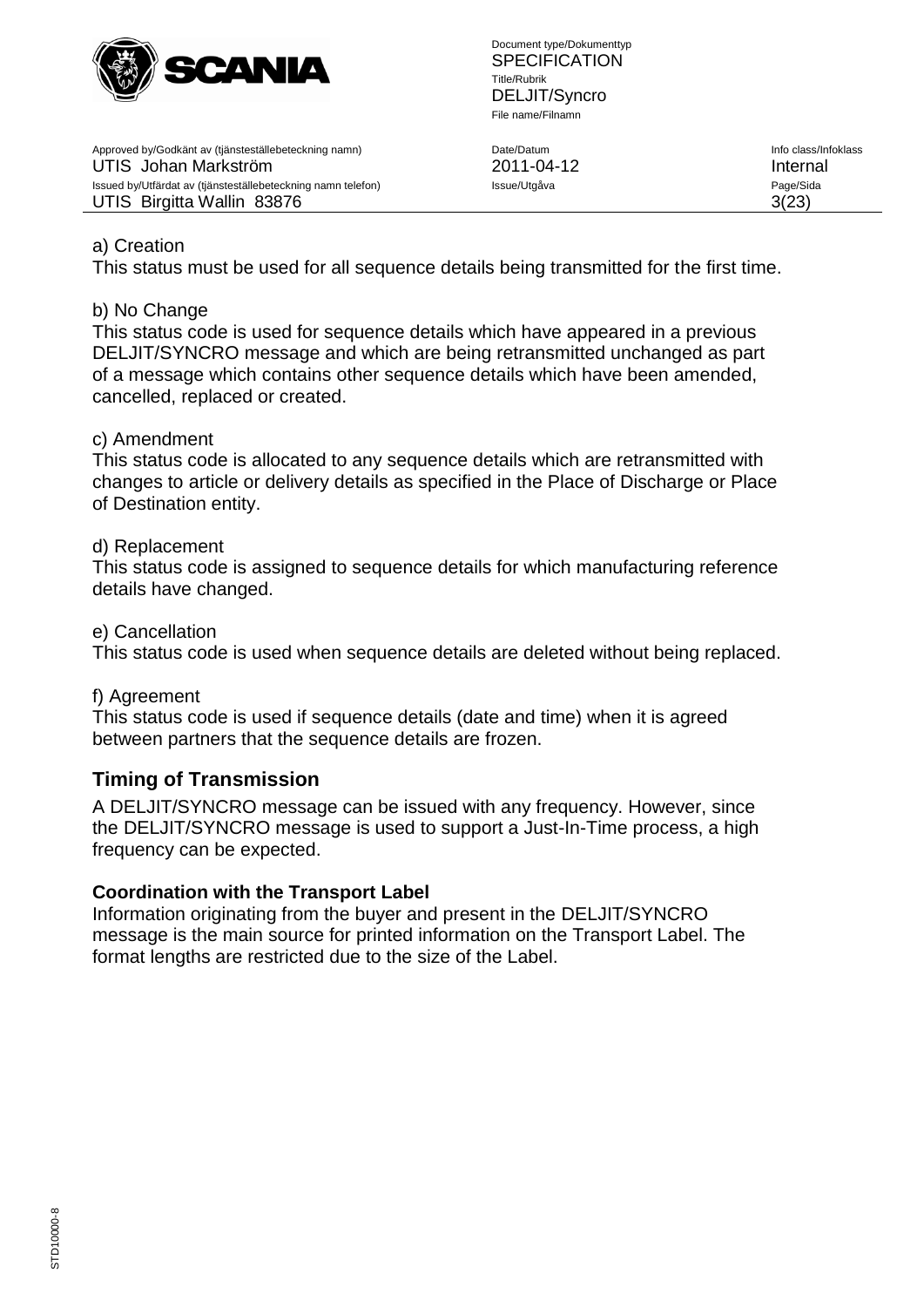a) Creation

This status must be used for all sequence details being transmitted for the first time.

b) No Change

This status code is used for sequence details which have appeared in a previous DELJIT/SYNCRO message and which are being retransmitted unchanged as part of a message which contains other sequence details which have been amended, cancelled, replaced or created.

c) Amendment

This status code is allocated to any sequence details which are retransmitted with changes to article or delivery details as specified in the Place of Discharge or Place of Destination entity.

d) Replacement

This status code is assigned to sequence details for which manufacturing reference details have changed.

e) Cancellation

This status code is used when sequence details are deleted without being replaced.

f) Agreement

This status code is used if sequence details (date and time) when it is agreed between partners that the sequence details are frozen.

## Timing of Transmission

A DELJIT/SYNCRO message can be issued with any frequency. However, since the DELJIT/SYNCRO message is used to support a Just-In-Time process, a high frequency can be expected.

### Coordination with the Transport Label

Information originating from the buyer and present in the DELJIT/SYNCRO message is the main source for printed information on the Transport Label. The format lengths are restricted due to the size of the Label.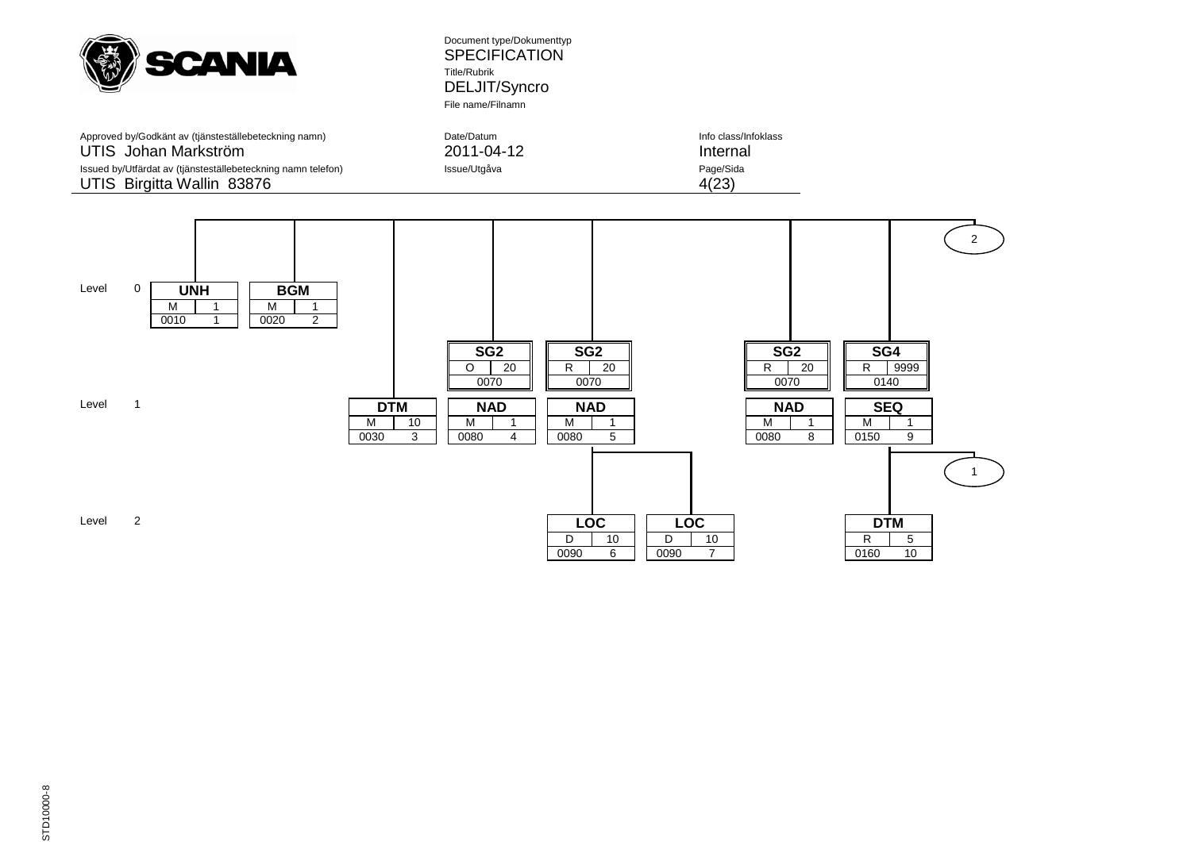Document type/Dokumenttyp
SPECIFICATION
Title/Rubrik
DELJIT/Syncro
File name/Filnamn

| Approved by/Godkänt av (tjänsteställebeteckning namn) | Date/Datum | Info class/Infoklass |
|---|---|---|
| UTIS Johan Markström | 2011-04-12 | Internal |
| Issued by/Utfärdat av (tjänsteställebeteckning namn telefon) | Issue/Utgåva | Page/Sida |
| UTIS Birgitta Wallin 83876 | | 4(23) |

**Level 0**

| Segment | Status | Repeat | Position | No |
|---|---|---|---|---|
| UNH | M | 1 | 0010 | 1 |
| BGM | M | 1 | 0020 | 2 |

**Level 1**

| Segment | Status | Repeat | Position | No |
|---|---|---|---|---|
| DTM | M | 10 | 0030 | 3 |
| SG2 | O | 20 | 0070 | |
| NAD | M | 1 | 0080 | 4 |
| SG2 | R | 20 | 0070 | |
| NAD | M | 1 | 0080 | 5 |
| SG2 | R | 20 | 0070 | |
| NAD | M | 1 | 0080 | 8 |
| SG4 | R | 9999 | 0140 | |
| SEQ | M | 1 | 0150 | 9 |

**Level 2**

| Segment | Status | Repeat | Position | No |
|---|---|---|---|---|
| LOC | D | 10 | 0090 | 6 |
| LOC | D | 10 | 0090 | 7 |
| DTM | R | 5 | 0160 | 10 |

Connectors: 1, 2

STD10000-8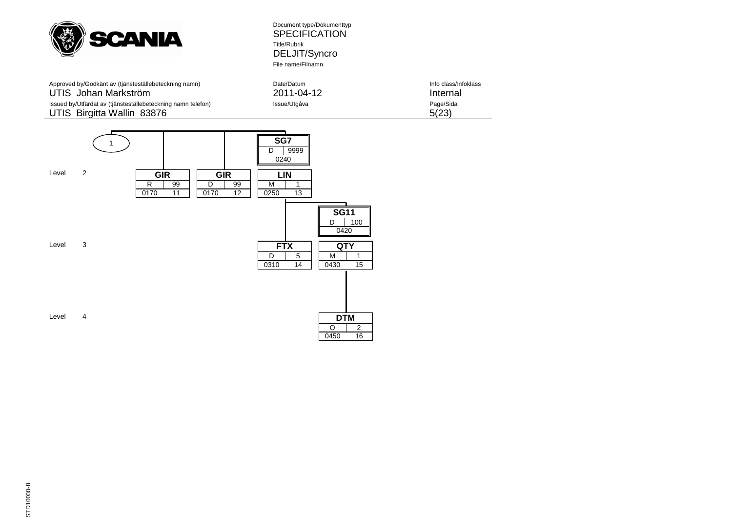Document type/Dokumenttyp
SPECIFICATION
Title/Rubrik
DELJIT/Syncro
File name/Filnamn

| Approved by/Godkänt av (tjänsteställebeteckning namn) | Date/Datum | Info class/Infoklass |
| --- | --- | --- |
| UTIS Johan Markström | 2011-04-12 | Internal |
| **Issued by/Utfärdat av (tjänsteställebeteckning namn telefon)** | **Issue/Utgåva** | **Page/Sida** |
| UTIS Birgitta Wallin 83876 | | 5(23) |

1

**SG7**
D 9999
0240

Level 2

**GIR**
R 99
0170 11

**GIR**
D 99
0170 12

**LIN**
M 1
0250 13

**SG11**
D 100
0420

Level 3

**FTX**
D 5
0310 14

**QTY**
M 1
0430 15

Level 4

**DTM**
O 2
0450 16

STD10000-8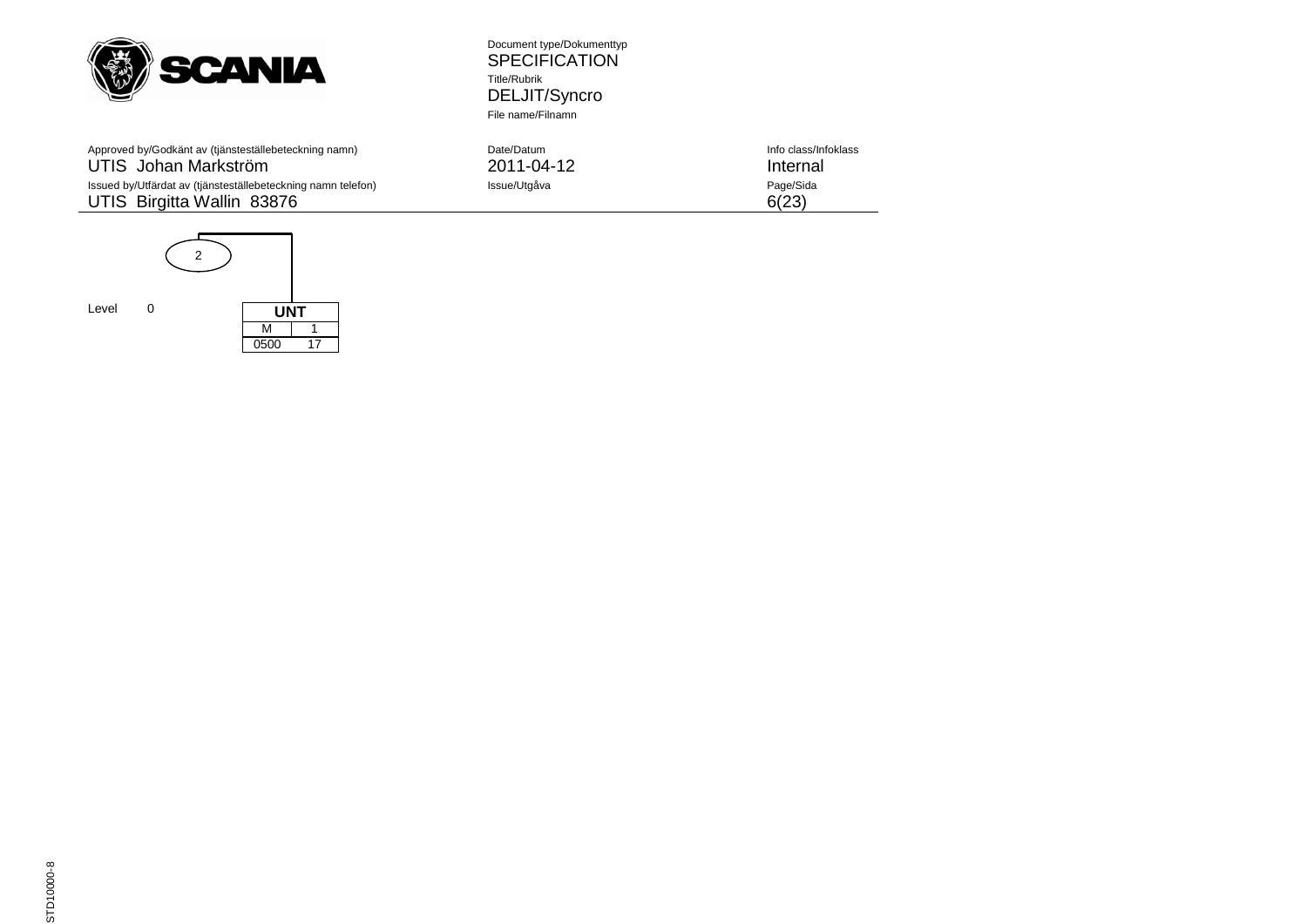2

Level 0

| UNT | |
|---|---|
| M | 1 |
| 0500 | 17 |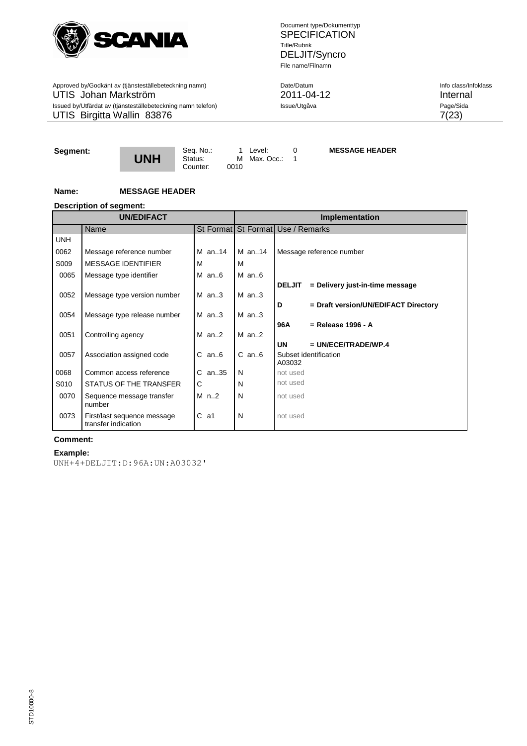**Segment:** **UNH** Seq. No.: 1 Level: 0 Status: M Max. Occ.: 1 Counter: 0010 **MESSAGE HEADER**

**Name:** **MESSAGE HEADER**

**Description of segment:**

| UN/EDIFACT | | | Implementation | |
|---|---|---|---|---|
| | Name | St Format | St Format | Use / Remarks |
| UNH | | | | |
| 0062 | Message reference number | M an..14 | M an..14 | Message reference number |
| S009 | MESSAGE IDENTIFIER | M | M | |
| 0065 | Message type identifier | M an..6 | M an..6 | **DELJIT = Delivery just-in-time message** |
| 0052 | Message type version number | M an..3 | M an..3 | **D = Draft version/UN/EDIFACT Directory** |
| 0054 | Message type release number | M an..3 | M an..3 | **96A = Release 1996 - A** |
| 0051 | Controlling agency | M an..2 | M an..2 | **UN = UN/ECE/TRADE/WP.4** |
| 0057 | Association assigned code | C an..6 | C an..6 | Subset identification A03032 |
| 0068 | Common access reference | C an..35 | N | not used |
| S010 | STATUS OF THE TRANSFER | C | N | not used |
| 0070 | Sequence message transfer number | M n..2 | N | not used |
| 0073 | First/last sequence message transfer indication | C a1 | N | not used |

**Comment:**

**Example:**

```
UNH+4+DELJIT:D:96A:UN:A03032'
```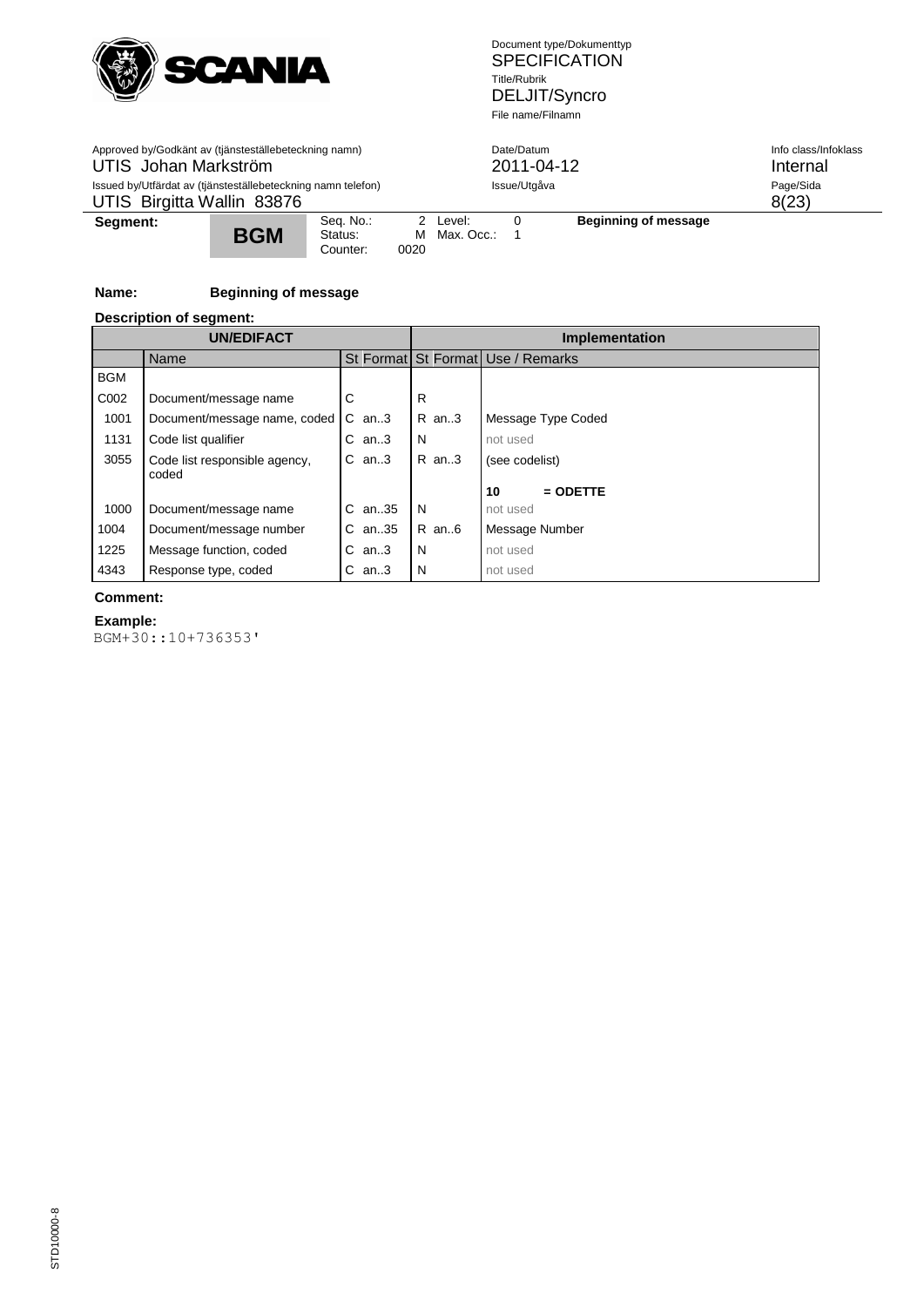| Segment: | BGM | Seq. No.: 2 | Level: 0 | Beginning of message |
|---|---|---|---|---|
| | | Status: M | Max. Occ.: 1 | |
| | | Counter: 0020 | | |

**Name:** **Beginning of message**

**Description of segment:**

| UN/EDIFACT | | | | Implementation | | |
|---|---|---|---|---|---|---|
| | Name | St | Format | St | Format | Use / Remarks |
| BGM | | | | | | |
| C002 | Document/message name | C | | R | | |
| 1001 | Document/message name, coded | C | an..3 | R | an..3 | Message Type Coded |
| 1131 | Code list qualifier | C | an..3 | N | | not used |
| 3055 | Code list responsible agency, coded | C | an..3 | R | an..3 | (see codelist) |
| | | | | | | **10 = ODETTE** |
| 1000 | Document/message name | C | an..35 | N | | not used |
| 1004 | Document/message number | C | an..35 | R | an..6 | Message Number |
| 1225 | Message function, coded | C | an..3 | N | | not used |
| 4343 | Response type, coded | C | an..3 | N | | not used |

**Comment:**

**Example:**

```
BGM+30::10+736353'
```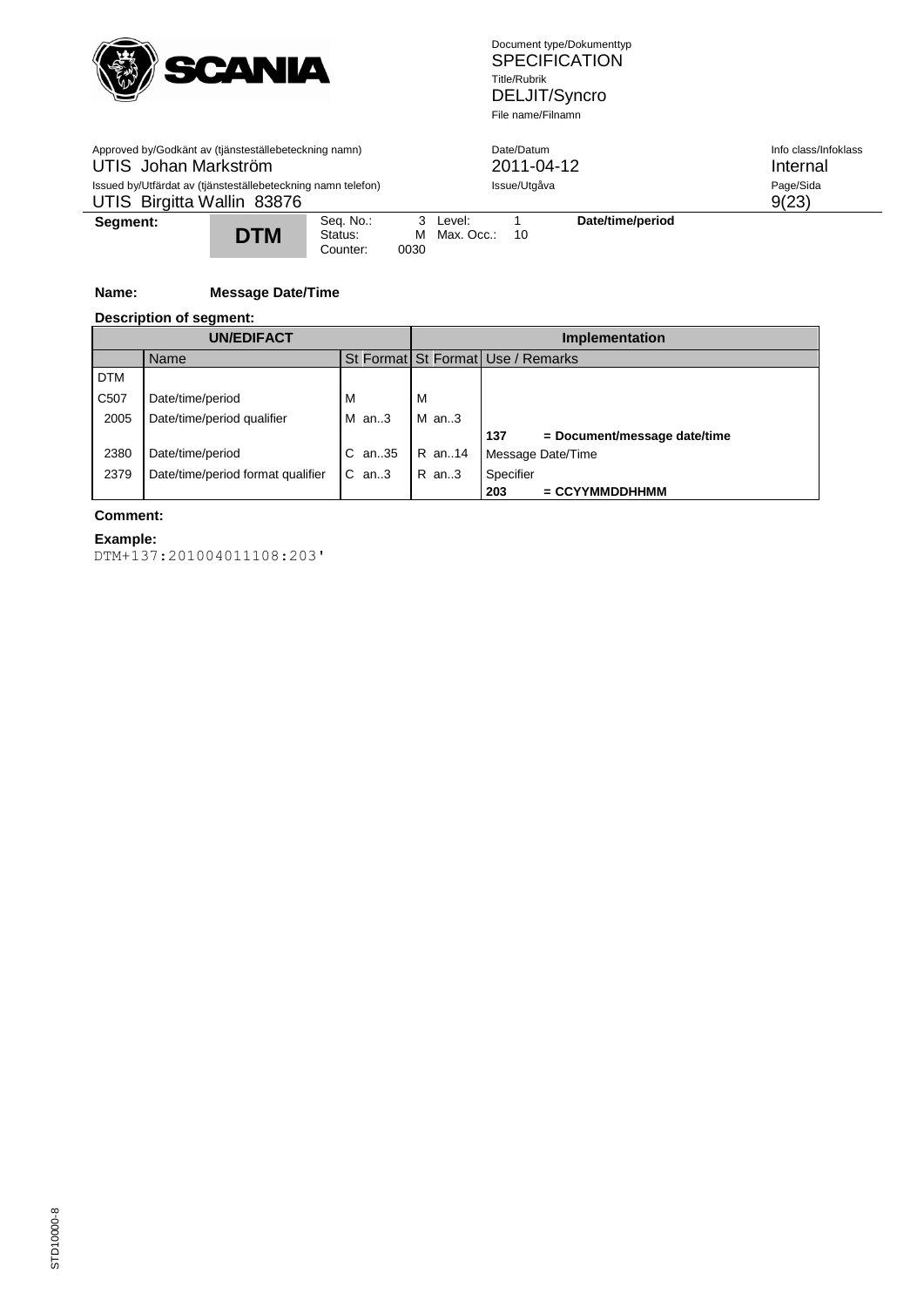| Segment: | DTM | Seq. No.: 3 | Level: 1 | Date/time/period |
|---|---|---|---|---|
| | | Status: M | Max. Occ.: 10 | |
| | | Counter: 0030 | | |

**Name:** **Message Date/Time**

**Description of segment:**

| UN/EDIFACT | | | | Implementation | | |
|---|---|---|---|---|---|---|
| | Name | St | Format | St | Format | Use / Remarks |
| DTM | | | | | | |
| C507 | Date/time/period | M | | M | | |
| 2005 | Date/time/period qualifier | M | an..3 | M | an..3 | |
| | | | | | | **137 = Document/message date/time** |
| 2380 | Date/time/period | C | an..35 | R | an..14 | Message Date/Time |
| 2379 | Date/time/period format qualifier | C | an..3 | R | an..3 | Specifier |
| | | | | | | **203 = CCYYMMDDHHMM** |

**Comment:**

**Example:**

```
DTM+137:201004011108:203'
```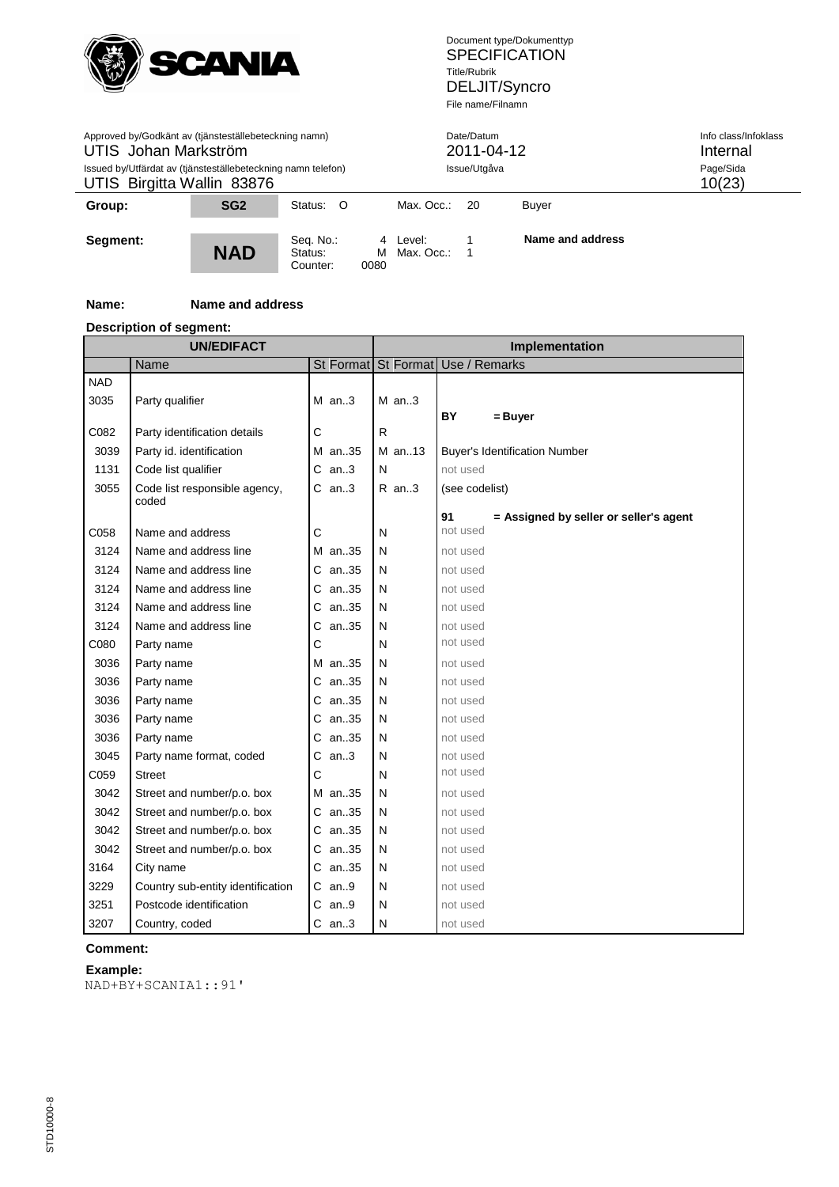| Group: | SG2 | Status: O | Max. Occ.: 20 | Buyer |
|---|---|---|---|---|

| Segment: | NAD | Seq. No.: 4 Status: M Counter: 0080 | Level: 1 Max. Occ.: 1 | Name and address |
|---|---|---|---|---|

**Name:** **Name and address**

**Description of segment:**

| UN/EDIFACT | | | Implementation | |
|---|---|---|---|---|
| | Name | St Format | St Format | Use / Remarks |
| NAD | | | | |
| 3035 | Party qualifier | M an..3 | M an..3 | **BY = Buyer** |
| C082 | Party identification details | C | R | |
| 3039 | Party id. identification | M an..35 | M an..13 | Buyer's Identification Number |
| 1131 | Code list qualifier | C an..3 | N | not used |
| 3055 | Code list responsible agency, coded | C an..3 | R an..3 | (see codelist)<br>**91 = Assigned by seller or seller's agent** |
| C058 | Name and address | C | N | not used |
| 3124 | Name and address line | M an..35 | N | not used |
| 3124 | Name and address line | C an..35 | N | not used |
| 3124 | Name and address line | C an..35 | N | not used |
| 3124 | Name and address line | C an..35 | N | not used |
| 3124 | Name and address line | C an..35 | N | not used |
| C080 | Party name | C | N | not used |
| 3036 | Party name | M an..35 | N | not used |
| 3036 | Party name | C an..35 | N | not used |
| 3036 | Party name | C an..35 | N | not used |
| 3036 | Party name | C an..35 | N | not used |
| 3036 | Party name | C an..35 | N | not used |
| 3045 | Party name format, coded | C an..3 | N | not used |
| C059 | Street | C | N | not used |
| 3042 | Street and number/p.o. box | M an..35 | N | not used |
| 3042 | Street and number/p.o. box | C an..35 | N | not used |
| 3042 | Street and number/p.o. box | C an..35 | N | not used |
| 3042 | Street and number/p.o. box | C an..35 | N | not used |
| 3164 | City name | C an..35 | N | not used |
| 3229 | Country sub-entity identification | C an..9 | N | not used |
| 3251 | Postcode identification | C an..9 | N | not used |
| 3207 | Country, coded | C an..3 | N | not used |

**Comment:**

**Example:**

```
NAD+BY+SCANIA1::91'
```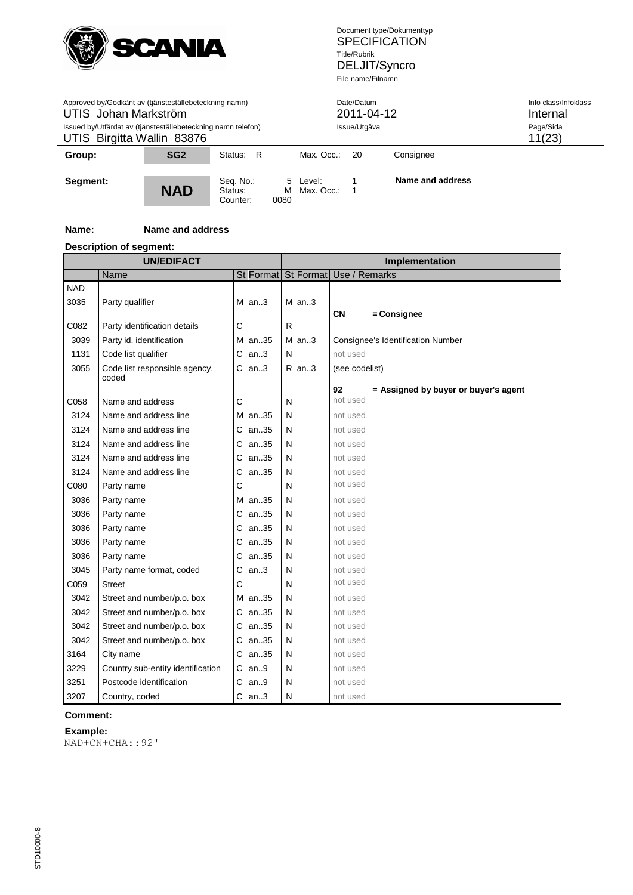| Group: | SG2 | Status: R | Max. Occ.: 20 | Consignee |
|---|---|---|---|---|
| **Segment:** | **NAD** | Seq. No.: 5 Status: M Counter: 0080 | Level: 1 Max. Occ.: 1 | **Name and address** |

**Name:** **Name and address**

**Description of segment:**

| UN/EDIFACT | | | Implementation | |
|---|---|---|---|---|
| | Name | St Format | St Format | Use / Remarks |
| NAD | | | | |
| 3035 | Party qualifier | M an..3 | M an..3 | **CN = Consignee** |
| C082 | Party identification details | C | R | |
| 3039 | Party id. identification | M an..35 | M an..3 | Consignee's Identification Number |
| 1131 | Code list qualifier | C an..3 | N | not used |
| 3055 | Code list responsible agency, coded | C an..3 | R an..3 | (see codelist) **92 = Assigned by buyer or buyer's agent** |
| C058 | Name and address | C | N | not used |
| 3124 | Name and address line | M an..35 | N | not used |
| 3124 | Name and address line | C an..35 | N | not used |
| 3124 | Name and address line | C an..35 | N | not used |
| 3124 | Name and address line | C an..35 | N | not used |
| 3124 | Name and address line | C an..35 | N | not used |
| C080 | Party name | C | N | not used |
| 3036 | Party name | M an..35 | N | not used |
| 3036 | Party name | C an..35 | N | not used |
| 3036 | Party name | C an..35 | N | not used |
| 3036 | Party name | C an..35 | N | not used |
| 3036 | Party name | C an..35 | N | not used |
| 3045 | Party name format, coded | C an..3 | N | not used |
| C059 | Street | C | N | not used |
| 3042 | Street and number/p.o. box | M an..35 | N | not used |
| 3042 | Street and number/p.o. box | C an..35 | N | not used |
| 3042 | Street and number/p.o. box | C an..35 | N | not used |
| 3042 | Street and number/p.o. box | C an..35 | N | not used |
| 3164 | City name | C an..35 | N | not used |
| 3229 | Country sub-entity identification | C an..9 | N | not used |
| 3251 | Postcode identification | C an..9 | N | not used |
| 3207 | Country, coded | C an..3 | N | not used |

**Comment:**

**Example:**

```
NAD+CN+CHA::92'
```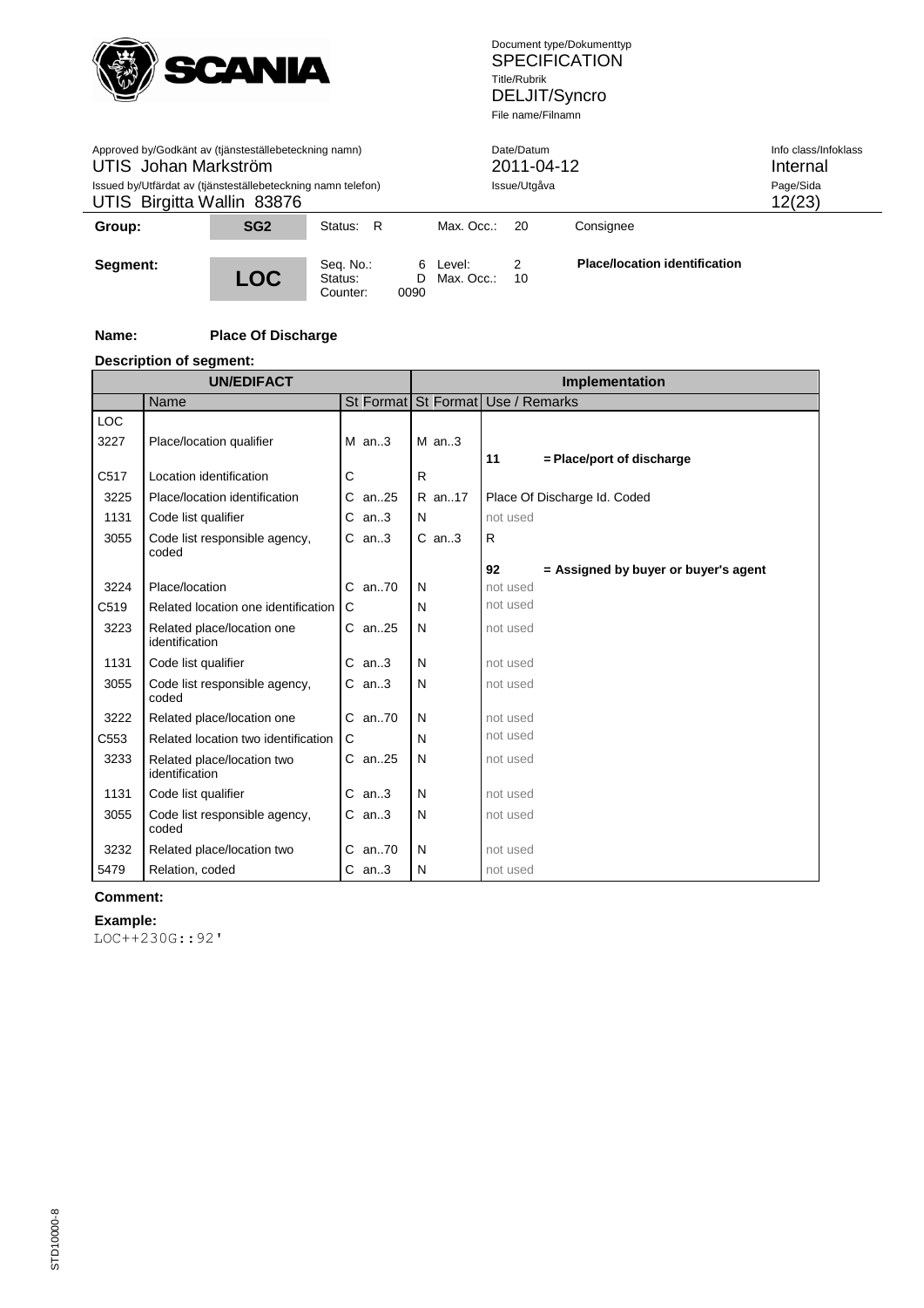| Group: | SG2 | Status: R | Max. Occ.: 20 | Consignee |
|---|---|---|---|---|
| **Segment:** | **LOC** | Seq. No.: 6<br>Status: D<br>Counter: 0090 | Level: 2<br>Max. Occ.: 10 | **Place/location identification** |

**Name:** **Place Of Discharge**

**Description of segment:**

| UN/EDIFACT | | | Implementation | |
|---|---|---|---|---|
| | Name | St Format | St Format | Use / Remarks |
| LOC | | | | |
| 3227 | Place/location qualifier | M an..3 | M an..3 | **11 = Place/port of discharge** |
| C517 | Location identification | C | R | |
| 3225 | Place/location identification | C an..25 | R an..17 | Place Of Discharge Id. Coded |
| 1131 | Code list qualifier | C an..3 | N | not used |
| 3055 | Code list responsible agency, coded | C an..3 | C an..3 | R<br>**92 = Assigned by buyer or buyer's agent** |
| 3224 | Place/location | C an..70 | N | not used |
| C519 | Related location one identification | C | N | not used |
| 3223 | Related place/location one identification | C an..25 | N | not used |
| 1131 | Code list qualifier | C an..3 | N | not used |
| 3055 | Code list responsible agency, coded | C an..3 | N | not used |
| 3222 | Related place/location one | C an..70 | N | not used |
| C553 | Related location two identification | C | N | not used |
| 3233 | Related place/location two identification | C an..25 | N | not used |
| 1131 | Code list qualifier | C an..3 | N | not used |
| 3055 | Code list responsible agency, coded | C an..3 | N | not used |
| 3232 | Related place/location two | C an..70 | N | not used |
| 5479 | Relation, coded | C an..3 | N | not used |

**Comment:**

**Example:**

```
LOC++230G::92'
```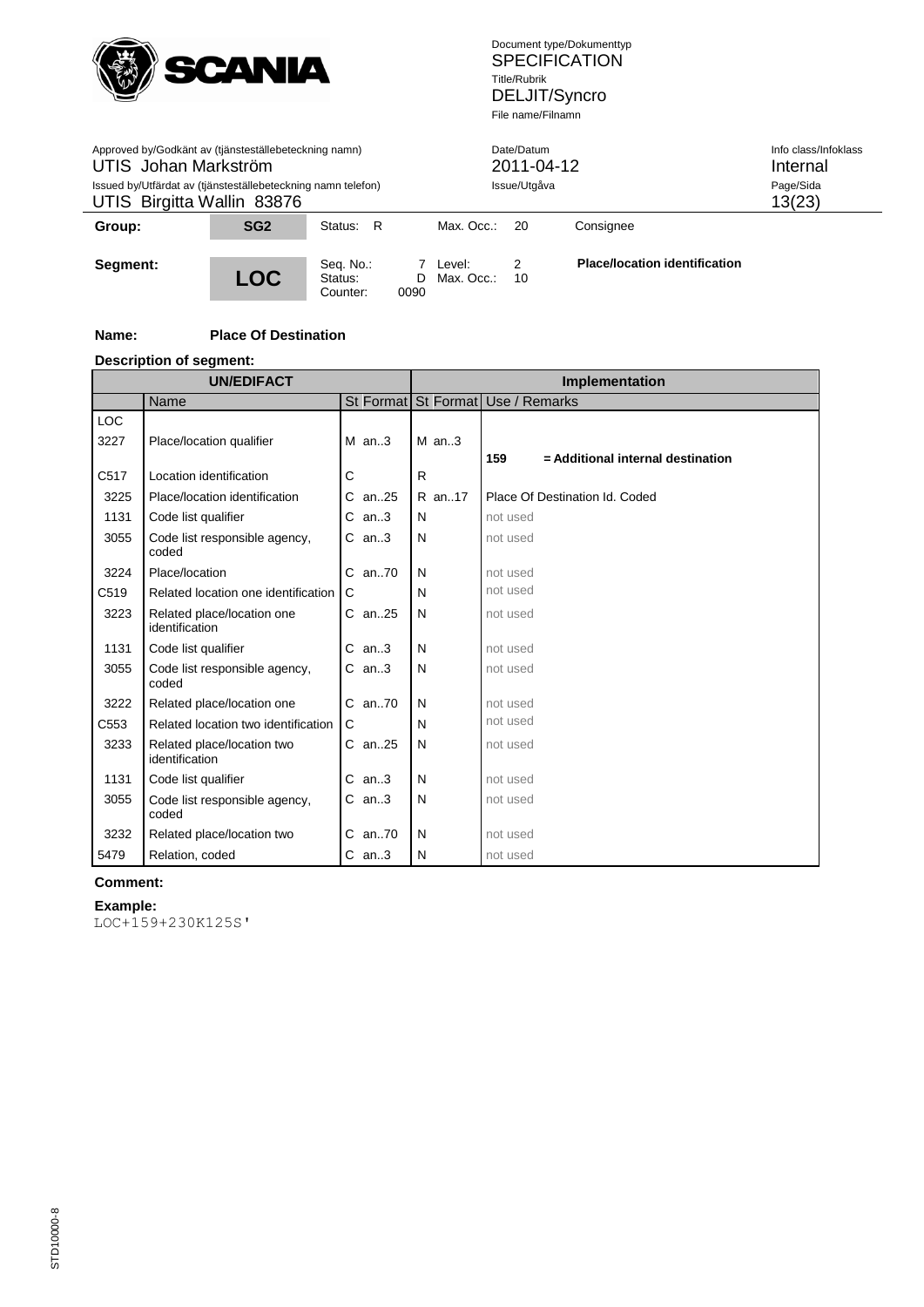| Group: | SG2 | Status: R | Max. Occ.: 20 | Consignee |
|---|---|---|---|---|

| Segment: | LOC | Seq. No.: 7<br>Status: D<br>Counter: 0090 | Level: 2<br>Max. Occ.: 10 | **Place/location identification** |
|---|---|---|---|---|

**Name:** **Place Of Destination**

**Description of segment:**

| UN/EDIFACT | | | Implementation | |
|---|---|---|---|---|
| | Name | St Format | St Format | Use / Remarks |
| LOC | | | | |
| 3227 | Place/location qualifier | M an..3 | M an..3 | **159 = Additional internal destination** |
| C517 | Location identification | C | R | |
| 3225 | Place/location identification | C an..25 | R an..17 | Place Of Destination Id. Coded |
| 1131 | Code list qualifier | C an..3 | N | not used |
| 3055 | Code list responsible agency, coded | C an..3 | N | not used |
| 3224 | Place/location | C an..70 | N | not used |
| C519 | Related location one identification | C | N | not used |
| 3223 | Related place/location one identification | C an..25 | N | not used |
| 1131 | Code list qualifier | C an..3 | N | not used |
| 3055 | Code list responsible agency, coded | C an..3 | N | not used |
| 3222 | Related place/location one | C an..70 | N | not used |
| C553 | Related location two identification | C | N | not used |
| 3233 | Related place/location two identification | C an..25 | N | not used |
| 1131 | Code list qualifier | C an..3 | N | not used |
| 3055 | Code list responsible agency, coded | C an..3 | N | not used |
| 3232 | Related place/location two | C an..70 | N | not used |
| 5479 | Relation, coded | C an..3 | N | not used |

**Comment:**

**Example:**

```
LOC+159+230K125S'
```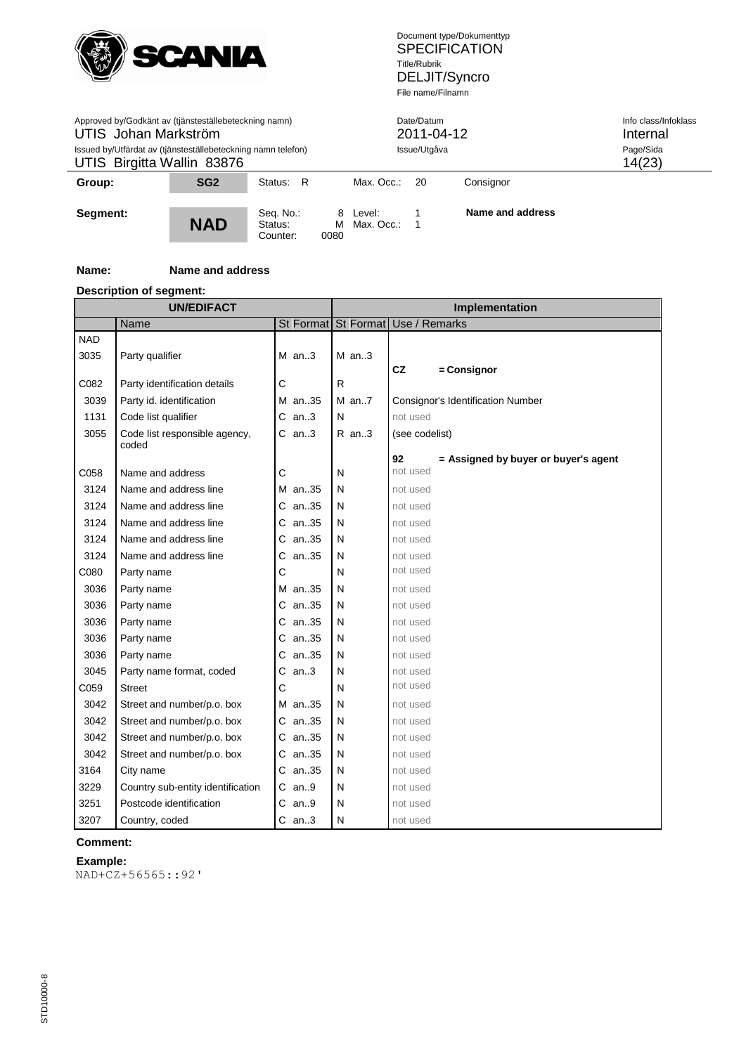| Group: | SG2 | Status: R | Max. Occ.: 20 | Consignor |
|---|---|---|---|---|
| **Segment:** | **NAD** | Seq. No.: 8<br>Status: M<br>Counter: 0080 | Level: 1<br>Max. Occ.: 1 | **Name and address** |

**Name:** **Name and address**

**Description of segment:**

| UN/EDIFACT | | | Implementation | |
|---|---|---|---|---|
| | Name | St Format | St Format | Use / Remarks |
| NAD | | | | |
| 3035 | Party qualifier | M an..3 | M an..3 | **CZ = Consignor** |
| C082 | Party identification details | C | R | |
| 3039 | Party id. identification | M an..35 | M an..7 | Consignor's Identification Number |
| 1131 | Code list qualifier | C an..3 | N | not used |
| 3055 | Code list responsible agency, coded | C an..3 | R an..3 | (see codelist)<br>**92 = Assigned by buyer or buyer's agent** |
| C058 | Name and address | C | N | not used |
| 3124 | Name and address line | M an..35 | N | not used |
| 3124 | Name and address line | C an..35 | N | not used |
| 3124 | Name and address line | C an..35 | N | not used |
| 3124 | Name and address line | C an..35 | N | not used |
| 3124 | Name and address line | C an..35 | N | not used |
| C080 | Party name | C | N | not used |
| 3036 | Party name | M an..35 | N | not used |
| 3036 | Party name | C an..35 | N | not used |
| 3036 | Party name | C an..35 | N | not used |
| 3036 | Party name | C an..35 | N | not used |
| 3036 | Party name | C an..35 | N | not used |
| 3045 | Party name format, coded | C an..3 | N | not used |
| C059 | Street | C | N | not used |
| 3042 | Street and number/p.o. box | M an..35 | N | not used |
| 3042 | Street and number/p.o. box | C an..35 | N | not used |
| 3042 | Street and number/p.o. box | C an..35 | N | not used |
| 3042 | Street and number/p.o. box | C an..35 | N | not used |
| 3164 | City name | C an..35 | N | not used |
| 3229 | Country sub-entity identification | C an..9 | N | not used |
| 3251 | Postcode identification | C an..9 | N | not used |
| 3207 | Country, coded | C an..3 | N | not used |

**Comment:**

**Example:**

```
NAD+CZ+56565::92'
```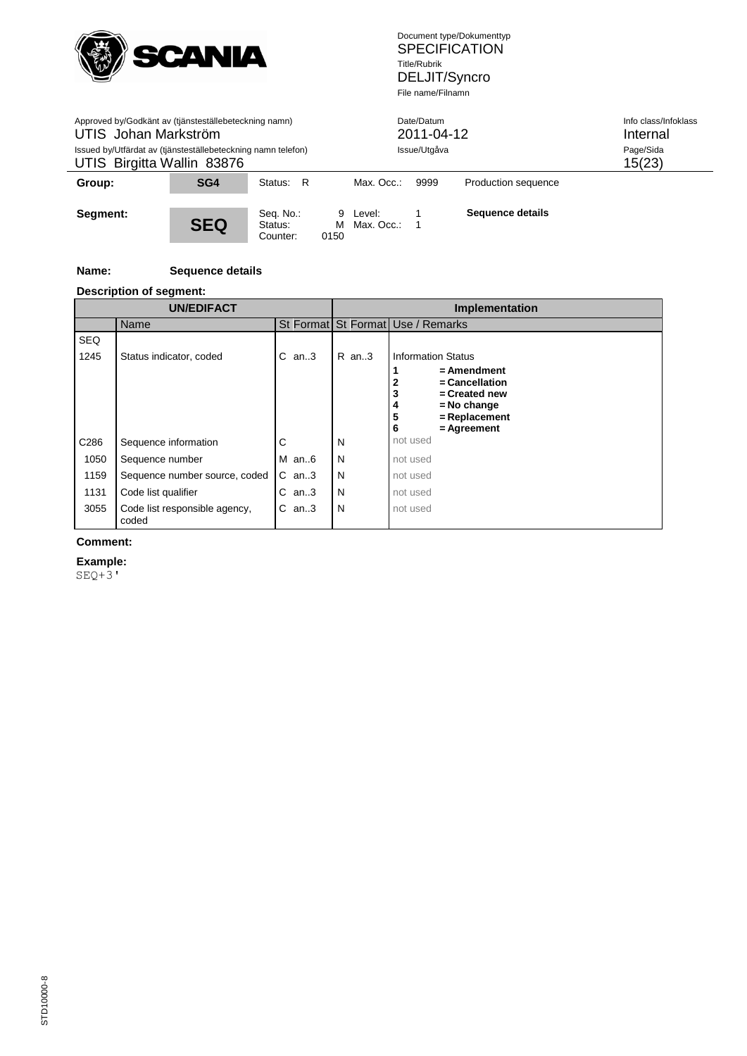| Group: | SG4 | Status: R | Max. Occ.: 9999 | Production sequence |
|---|---|---|---|---|
| Segment: | SEQ | Seq. No.: 9<br>Status: M<br>Counter: 0150 | Level: 1<br>Max. Occ.: 1 | **Sequence details** |

**Name:** **Sequence details**

**Description of segment:**

| UN/EDIFACT | | | Implementation | |
|---|---|---|---|---|
| | Name | St Format | St Format | Use / Remarks |
| SEQ | | | | |
| 1245 | Status indicator, coded | C an..3 | R an..3 | Information Status<br>**1 = Amendment**<br>**2 = Cancellation**<br>**3 = Created new**<br>**4 = No change**<br>**5 = Replacement**<br>**6 = Agreement** |
| C286 | Sequence information | C | N | not used |
| 1050 | Sequence number | M an..6 | N | not used |
| 1159 | Sequence number source, coded | C an..3 | N | not used |
| 1131 | Code list qualifier | C an..3 | N | not used |
| 3055 | Code list responsible agency, coded | C an..3 | N | not used |

**Comment:**

**Example:**

```
SEQ+3'
```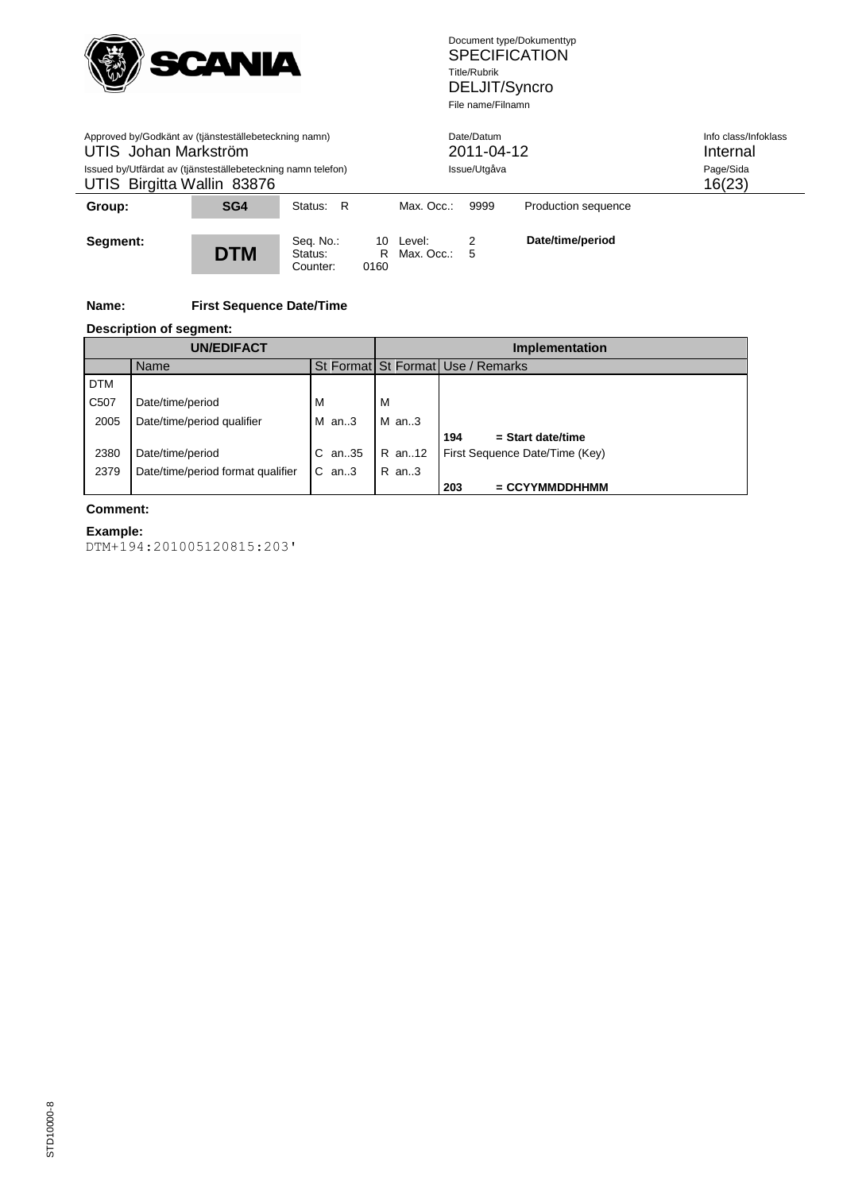| Group: | SG4 | Status: R | Max. Occ.: 9999 | Production sequence |
|---|---|---|---|---|

| Segment: | DTM | Seq. No.: 10<br>Status: R<br>Counter: 0160 | Level: 2<br>Max. Occ.: 5 | Date/time/period |
|---|---|---|---|---|

**Name:** **First Sequence Date/Time**

**Description of segment:**

| UN/EDIFACT | | | | Implementation | |
|---|---|---|---|---|---|
| | Name | St | Format | St Format | Use / Remarks |
| DTM | | | | | |
| C507 | Date/time/period | M | | M | |
| 2005 | Date/time/period qualifier | M | an..3 | M an..3 | |
| | | | | | **194 = Start date/time** |
| 2380 | Date/time/period | C | an..35 | R an..12 | First Sequence Date/Time (Key) |
| 2379 | Date/time/period format qualifier | C | an..3 | R an..3 | |
| | | | | | **203 = CCYYMMDDHHMM** |

**Comment:**

**Example:**

```
DTM+194:201005120815:203'
```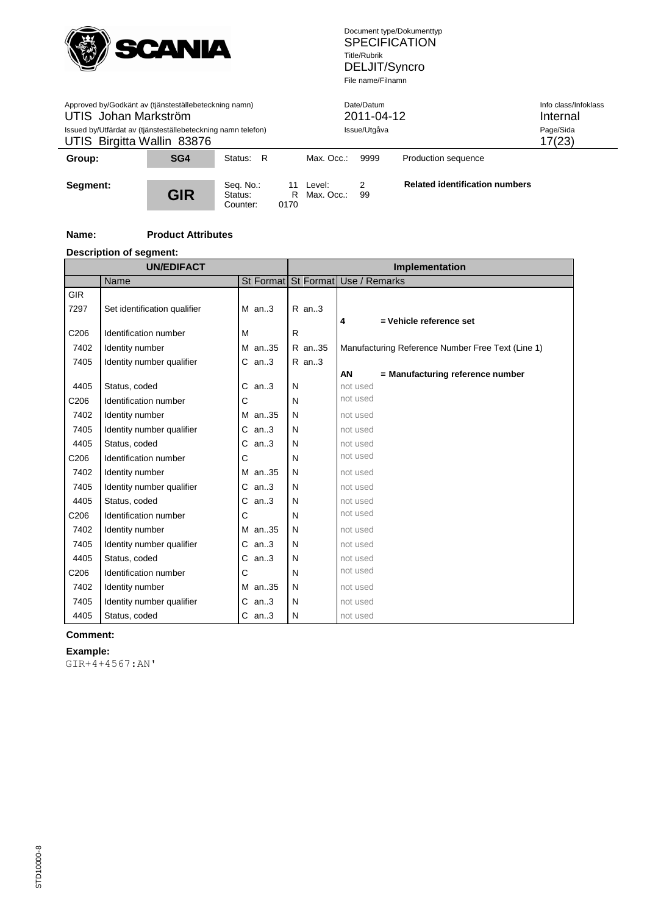| Group: | SG4 | Status: R | Max. Occ.: 9999 | Production sequence |
|---|---|---|---|---|
| **Segment:** | **GIR** | Seq. No.: 11<br>Status: R<br>Counter: 0170 | Level: 2<br>Max. Occ.: 99 | **Related identification numbers** |

**Name:** **Product Attributes**

**Description of segment:**

| UN/EDIFACT | | | Implementation | |
|---|---|---|---|---|
| | Name | St Format | St Format | Use / Remarks |
| GIR | | | | |
| 7297 | Set identification qualifier | M an..3 | R an..3 | **4 = Vehicle reference set** |
| C206 | Identification number | M | R | |
| 7402 | Identity number | M an..35 | R an..35 | Manufacturing Reference Number Free Text (Line 1) |
| 7405 | Identity number qualifier | C an..3 | R an..3 | **AN = Manufacturing reference number** |
| 4405 | Status, coded | C an..3 | N | not used |
| C206 | Identification number | C | N | not used |
| 7402 | Identity number | M an..35 | N | not used |
| 7405 | Identity number qualifier | C an..3 | N | not used |
| 4405 | Status, coded | C an..3 | N | not used |
| C206 | Identification number | C | N | not used |
| 7402 | Identity number | M an..35 | N | not used |
| 7405 | Identity number qualifier | C an..3 | N | not used |
| 4405 | Status, coded | C an..3 | N | not used |
| C206 | Identification number | C | N | not used |
| 7402 | Identity number | M an..35 | N | not used |
| 7405 | Identity number qualifier | C an..3 | N | not used |
| 4405 | Status, coded | C an..3 | N | not used |
| C206 | Identification number | C | N | not used |
| 7402 | Identity number | M an..35 | N | not used |
| 7405 | Identity number qualifier | C an..3 | N | not used |
| 4405 | Status, coded | C an..3 | N | not used |

**Comment:**

**Example:**

```
GIR+4+4567:AN'
```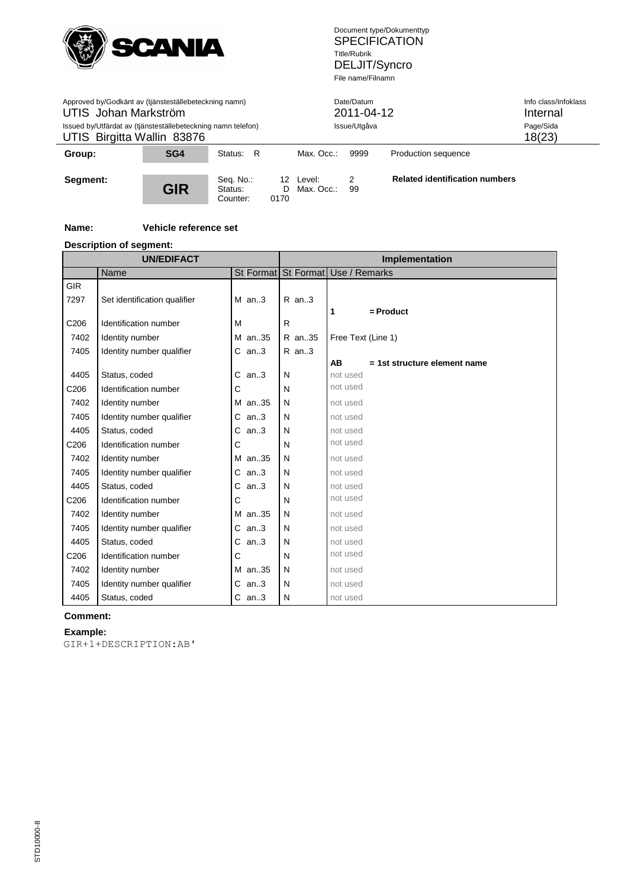| Group: | SG4 | Status: R | Max. Occ.: 9999 | Production sequence |
|---|---|---|---|---|
| **Segment:** | **GIR** | Seq. No.: 12<br>Status: D<br>Counter: 0170 | Level: 2<br>Max. Occ.: 99 | **Related identification numbers** |

**Name:** **Vehicle reference set**

**Description of segment:**

| UN/EDIFACT | | | Implementation | |
|---|---|---|---|---|
| | Name | St Format | St Format | Use / Remarks |
| GIR | | | | |
| 7297 | Set identification qualifier | M an..3 | R an..3 | **1 = Product** |
| C206 | Identification number | M | R | |
| 7402 | Identity number | M an..35 | R an..35 | Free Text (Line 1) |
| 7405 | Identity number qualifier | C an..3 | R an..3 | **AB = 1st structure element name** |
| 4405 | Status, coded | C an..3 | N | not used |
| C206 | Identification number | C | N | not used |
| 7402 | Identity number | M an..35 | N | not used |
| 7405 | Identity number qualifier | C an..3 | N | not used |
| 4405 | Status, coded | C an..3 | N | not used |
| C206 | Identification number | C | N | not used |
| 7402 | Identity number | M an..35 | N | not used |
| 7405 | Identity number qualifier | C an..3 | N | not used |
| 4405 | Status, coded | C an..3 | N | not used |
| C206 | Identification number | C | N | not used |
| 7402 | Identity number | M an..35 | N | not used |
| 7405 | Identity number qualifier | C an..3 | N | not used |
| 4405 | Status, coded | C an..3 | N | not used |
| C206 | Identification number | C | N | not used |
| 7402 | Identity number | M an..35 | N | not used |
| 7405 | Identity number qualifier | C an..3 | N | not used |
| 4405 | Status, coded | C an..3 | N | not used |

**Comment:**

**Example:**

```
GIR+1+DESCRIPTION:AB'
```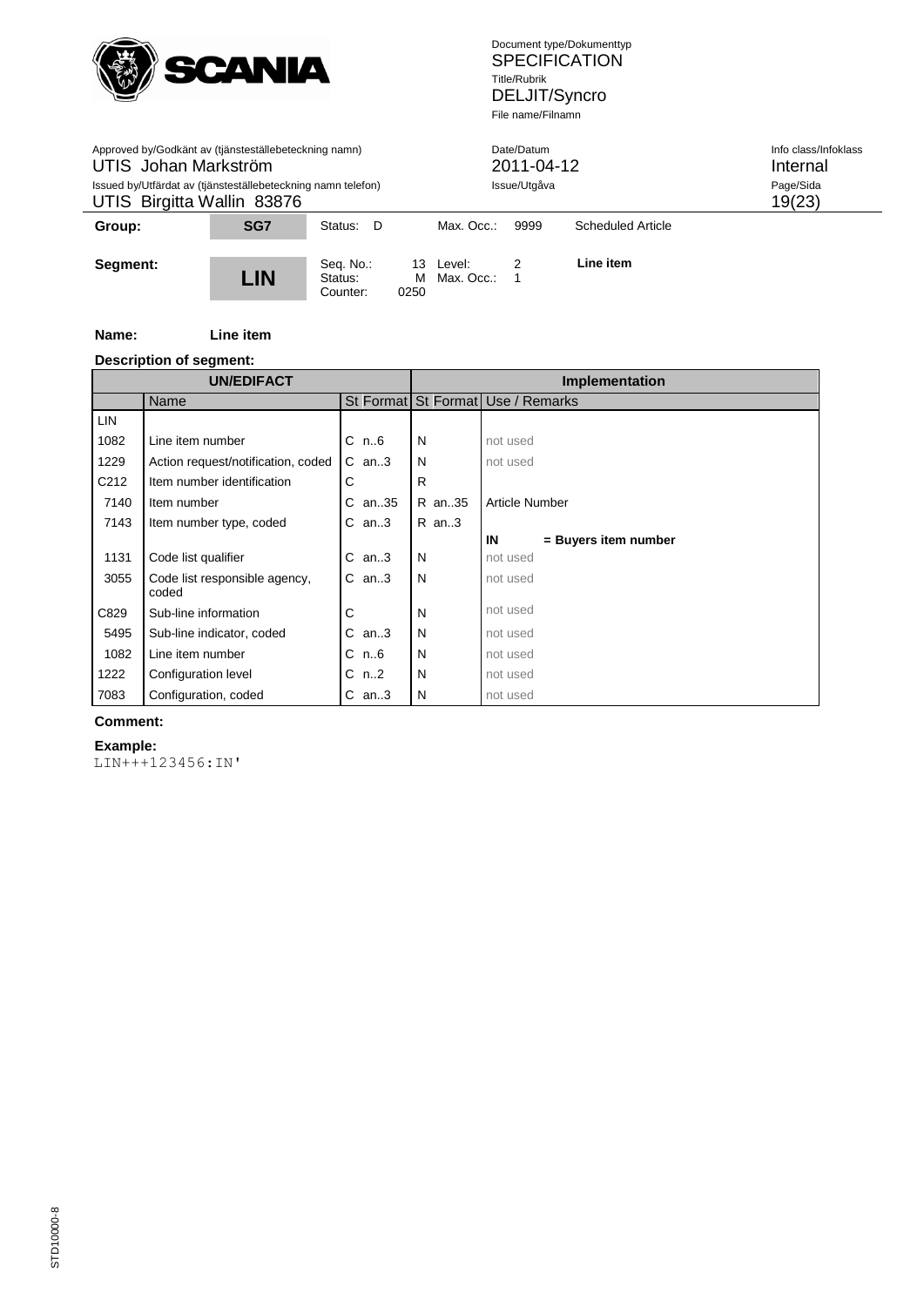| Group: | SG7 | Status: D | Max. Occ.: 9999 | Scheduled Article |
|---|---|---|---|---|
| **Segment:** | **LIN** | Seq. No.: 13<br>Status: M<br>Counter: 0250 | Level: 2<br>Max. Occ.: 1 | **Line item** |

**Name:** **Line item**

**Description of segment:**

| UN/EDIFACT | | | Implementation | |
|---|---|---|---|---|
| | Name | St Format | St Format | Use / Remarks |
| LIN | | | | |
| 1082 | Line item number | C n..6 | N | not used |
| 1229 | Action request/notification, coded | C an..3 | N | not used |
| C212 | Item number identification | C | R | |
| 7140 | Item number | C an..35 | R an..35 | Article Number |
| 7143 | Item number type, coded | C an..3 | R an..3 | |
| | | | | **IN = Buyers item number** |
| 1131 | Code list qualifier | C an..3 | N | not used |
| 3055 | Code list responsible agency, coded | C an..3 | N | not used |
| C829 | Sub-line information | C | N | not used |
| 5495 | Sub-line indicator, coded | C an..3 | N | not used |
| 1082 | Line item number | C n..6 | N | not used |
| 1222 | Configuration level | C n..2 | N | not used |
| 7083 | Configuration, coded | C an..3 | N | not used |

**Comment:**

**Example:**

```
LIN+++123456:IN'
```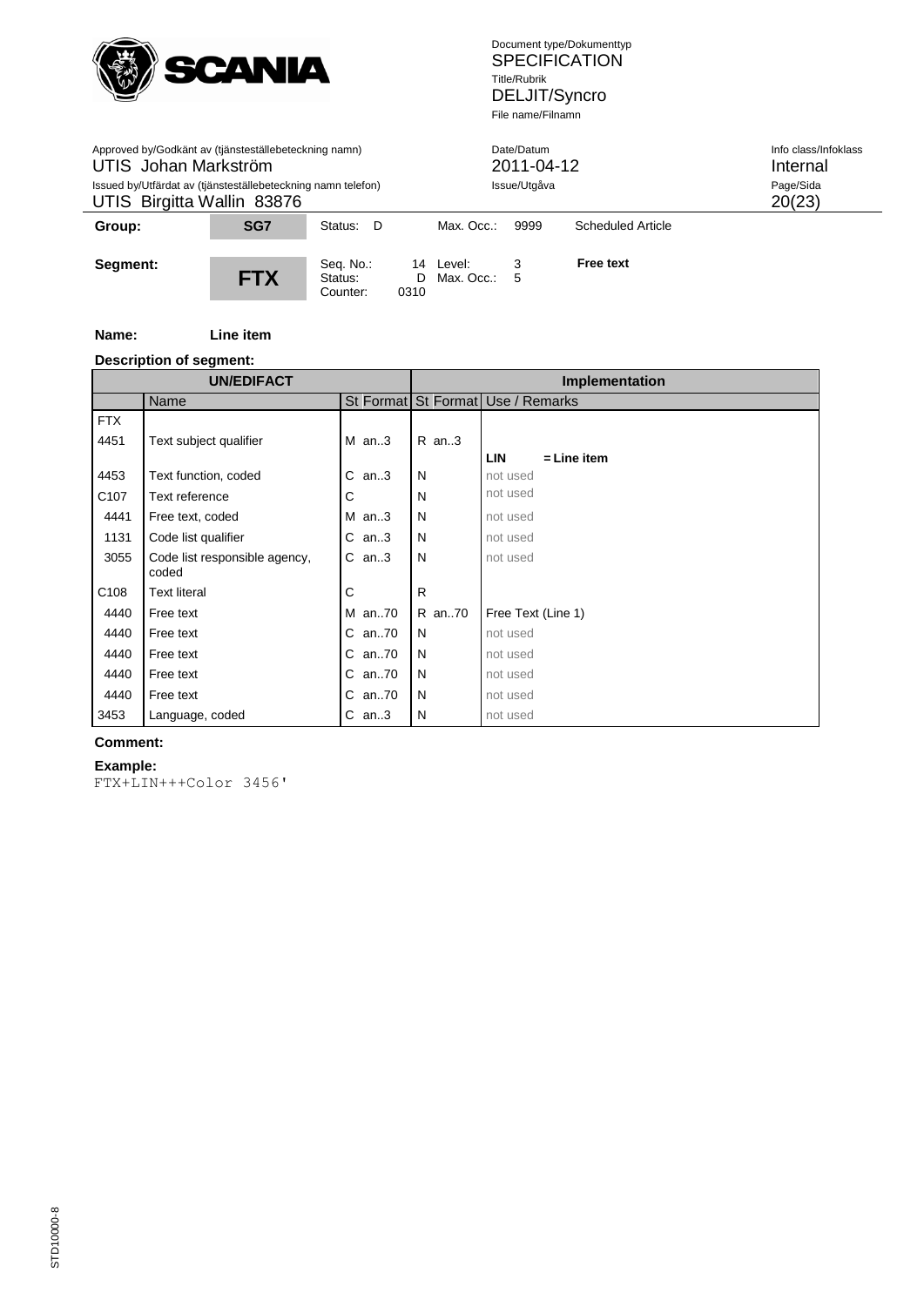| Group: | SG7 | Status: D | Max. Occ.: 9999 | Scheduled Article |
|---|---|---|---|---|

| Segment: | FTX | Seq. No.: 14<br>Status: D<br>Counter: 0310 | Level: 3<br>Max. Occ.: 5 | **Free text** |
|---|---|---|---|---|

**Name:** **Line item**

**Description of segment:**

| UN/EDIFACT | | | Implementation | |
|---|---|---|---|---|
| | Name | St Format | St Format | Use / Remarks |
| FTX | | | | |
| 4451 | Text subject qualifier | M an..3 | R an..3 | **LIN** = **Line item** |
| 4453 | Text function, coded | C an..3 | N | not used |
| C107 | Text reference | C | N | not used |
| 4441 | Free text, coded | M an..3 | N | not used |
| 1131 | Code list qualifier | C an..3 | N | not used |
| 3055 | Code list responsible agency, coded | C an..3 | N | not used |
| C108 | Text literal | C | R | |
| 4440 | Free text | M an..70 | R an..70 | Free Text (Line 1) |
| 4440 | Free text | C an..70 | N | not used |
| 4440 | Free text | C an..70 | N | not used |
| 4440 | Free text | C an..70 | N | not used |
| 4440 | Free text | C an..70 | N | not used |
| 3453 | Language, coded | C an..3 | N | not used |

**Comment:**

**Example:**

```
FTX+LIN+++Color 3456'
```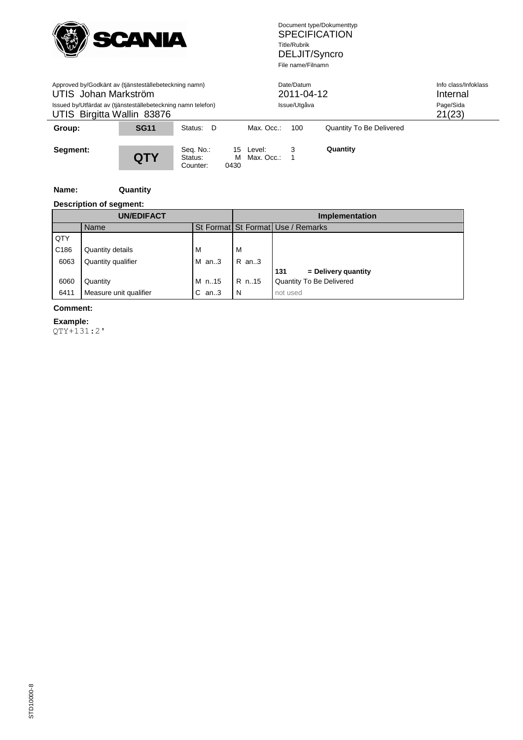| Group: | SG11 | Status: D | Max. Occ.: 100 | Quantity To Be Delivered |
|---|---|---|---|---|
| **Segment:** | **QTY** | Seq. No.: 15<br>Status: M<br>Counter: 0430 | Level: 3<br>Max. Occ.: 1 | **Quantity** |

**Name:** **Quantity**

**Description of segment:**

| UN/EDIFACT | | | Implementation | |
|---|---|---|---|---|
| | Name | St Format | St Format | Use / Remarks |
| QTY | | | | |
| C186 | Quantity details | M | M | |
| 6063 | Quantity qualifier | M an..3 | R an..3 | |
| | | | | **131 = Delivery quantity** |
| 6060 | Quantity | M n..15 | R n..15 | Quantity To Be Delivered |
| 6411 | Measure unit qualifier | C an..3 | N | not used |

**Comment:**

**Example:**

```
QTY+131:2'
```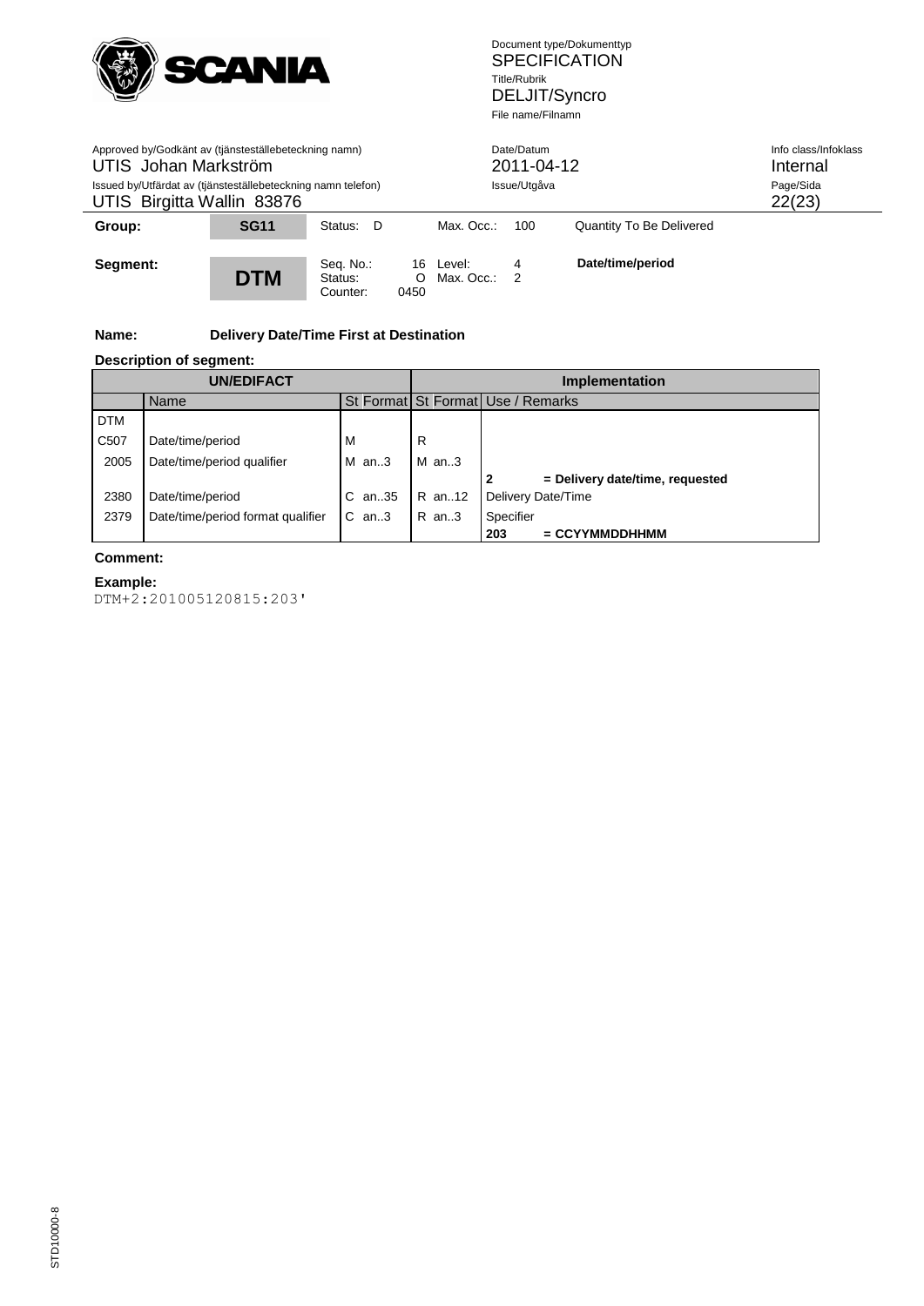| Group: | SG11 | Status: D | Max. Occ.: 100 | Quantity To Be Delivered |
|---|---|---|---|---|

| Segment: | DTM | Seq. No.: 16<br>Status: O<br>Counter: 0450 | Level: 4<br>Max. Occ.: 2 | Date/time/period |
|---|---|---|---|---|

**Name:** **Delivery Date/Time First at Destination**

**Description of segment:**

| UN/EDIFACT | | | Implementation | |
|---|---|---|---|---|
| | Name | St Format | St Format | Use / Remarks |
| DTM | | | | |
| C507 | Date/time/period | M | R | |
| 2005 | Date/time/period qualifier | M an..3 | M an..3 | |
| | | | | **2** **= Delivery date/time, requested** |
| 2380 | Date/time/period | C an..35 | R an..12 | Delivery Date/Time |
| 2379 | Date/time/period format qualifier | C an..3 | R an..3 | Specifier |
| | | | | **203** **= CCYYMMDDHHMM** |

**Comment:**

**Example:**

```
DTM+2:201005120815:203'
```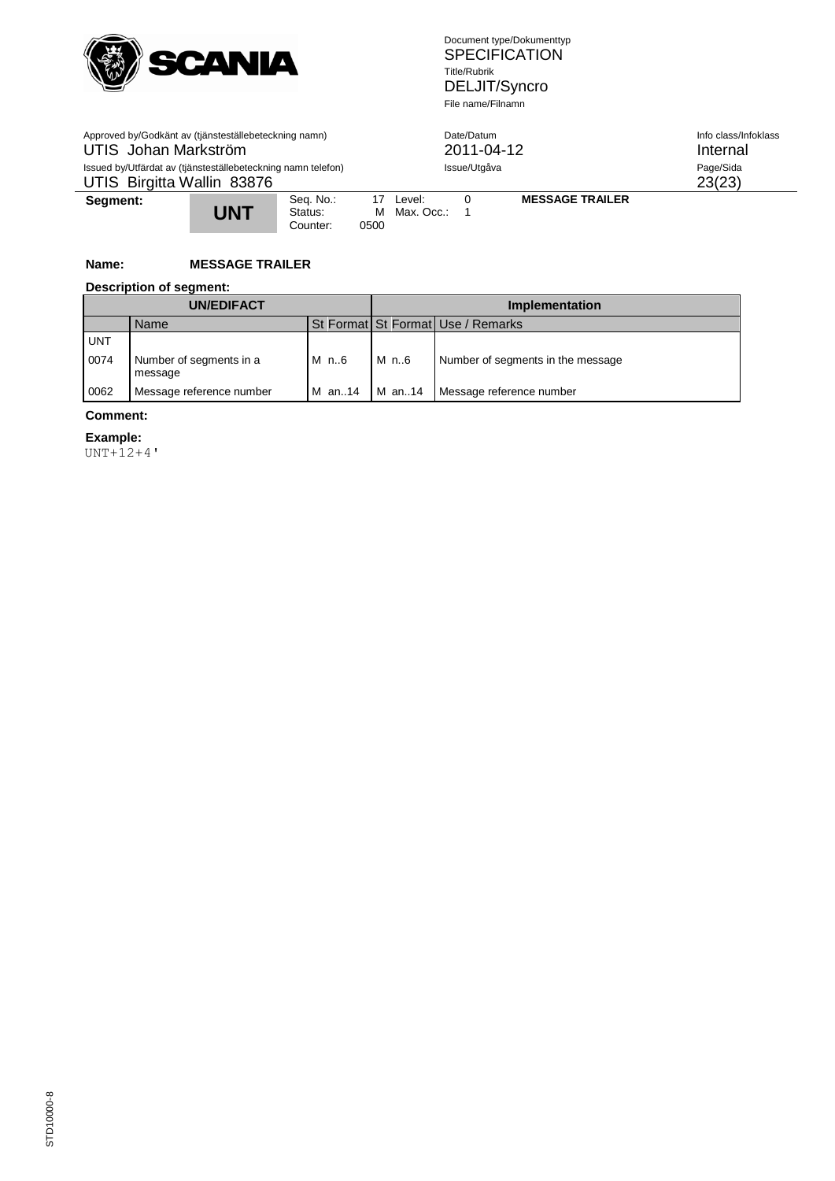| Segment: | UNT | Seq. No.: 17 | Level: 0 | MESSAGE TRAILER |
|---|---|---|---|---|
| | | Status: M | Max. Occ.: 1 | |
| | | Counter: 0500 | | |

**Name:** **MESSAGE TRAILER**

**Description of segment:**

| UN/EDIFACT | | | Implementation | |
|---|---|---|---|---|
| | Name | St Format | St Format | Use / Remarks |
| UNT | | | | |
| 0074 | Number of segments in a message | M n..6 | M n..6 | Number of segments in the message |
| 0062 | Message reference number | M an..14 | M an..14 | Message reference number |

**Comment:**

**Example:**

```
UNT+12+4'
```